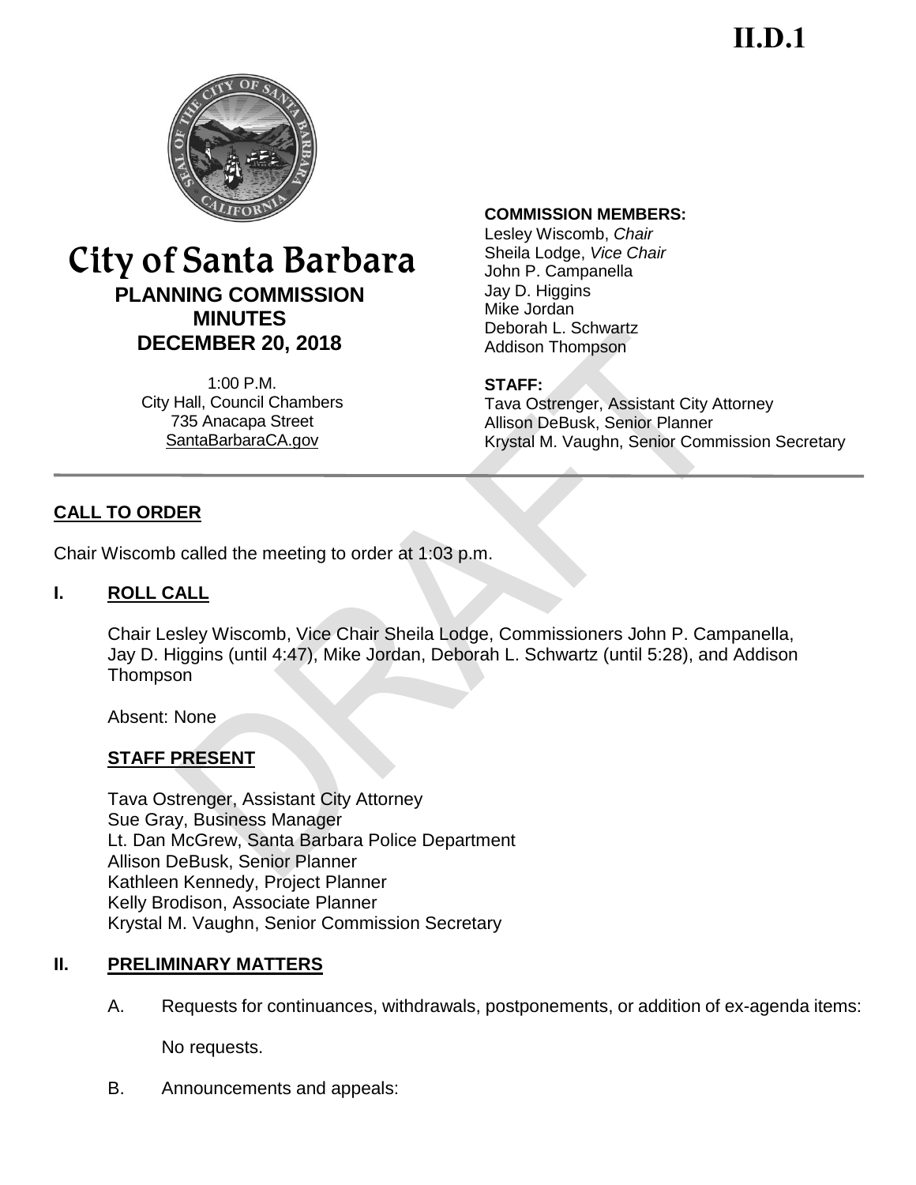II.D.1

# City of Santa Barbara

## PLANNING COMMISSION MINUTES

## DECEMBER 20, 2018

1:00 P.M.
City Hall, Council Chambers
735 Anacapa Street
SantaBarbaraCA.gov

**COMMISSION MEMBERS:**
Lesley Wiscomb, *Chair*
Sheila Lodge, *Vice Chair*
John P. Campanella
Jay D. Higgins
Mike Jordan
Deborah L. Schwartz
Addison Thompson

**STAFF:**
Tava Ostrenger, Assistant City Attorney
Allison DeBusk, Senior Planner
Krystal M. Vaughn, Senior Commission Secretary

---

## CALL TO ORDER

Chair Wiscomb called the meeting to order at 1:03 p.m.

## I. ROLL CALL

Chair Lesley Wiscomb, Vice Chair Sheila Lodge, Commissioners John P. Campanella, Jay D. Higgins (until 4:47), Mike Jordan, Deborah L. Schwartz (until 5:28), and Addison Thompson

Absent: None

### STAFF PRESENT

Tava Ostrenger, Assistant City Attorney
Sue Gray, Business Manager
Lt. Dan McGrew, Santa Barbara Police Department
Allison DeBusk, Senior Planner
Kathleen Kennedy, Project Planner
Kelly Brodison, Associate Planner
Krystal M. Vaughn, Senior Commission Secretary

## II. PRELIMINARY MATTERS

A. Requests for continuances, withdrawals, postponements, or addition of ex-agenda items:

No requests.

B. Announcements and appeals: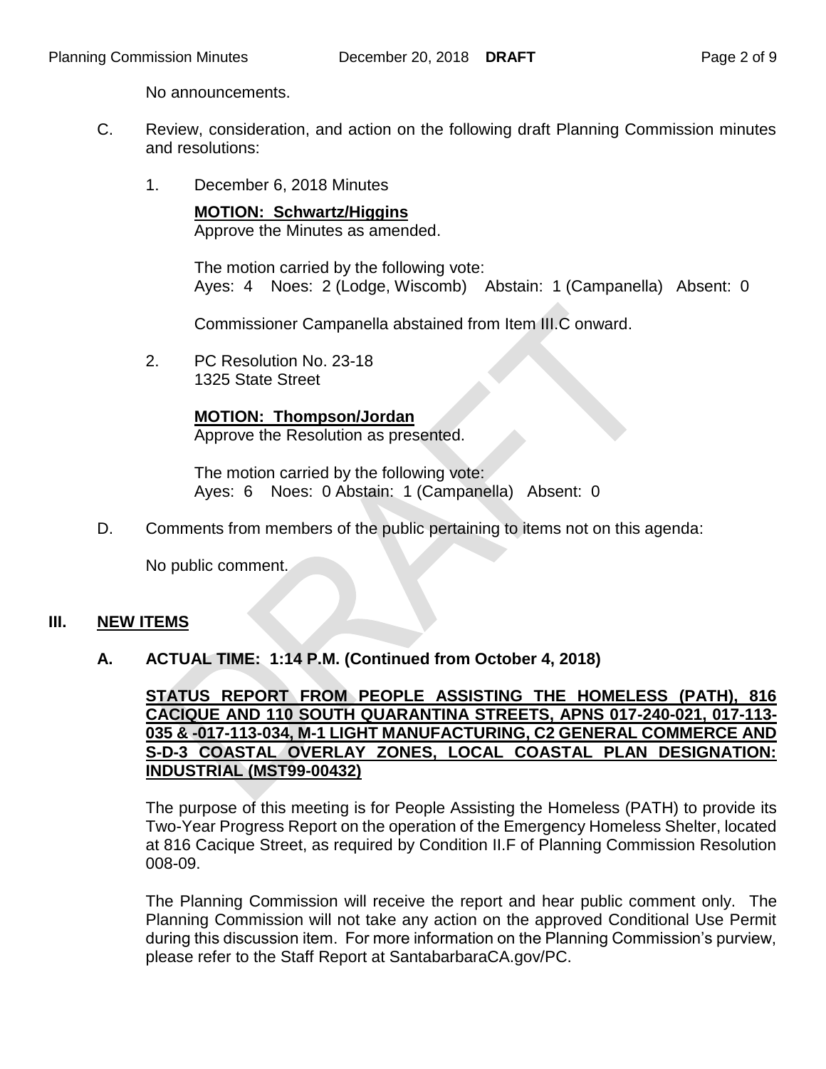No announcements.

C. Review, consideration, and action on the following draft Planning Commission minutes and resolutions:

1. December 6, 2018 Minutes

   **MOTION: Schwartz/Higgins**
   Approve the Minutes as amended.

   The motion carried by the following vote:
   Ayes: 4 Noes: 2 (Lodge, Wiscomb) Abstain: 1 (Campanella) Absent: 0

   Commissioner Campanella abstained from Item III.C onward.

2. PC Resolution No. 23-18
   1325 State Street

   **MOTION: Thompson/Jordan**
   Approve the Resolution as presented.

   The motion carried by the following vote:
   Ayes: 6 Noes: 0 Abstain: 1 (Campanella) Absent: 0

D. Comments from members of the public pertaining to items not on this agenda:

   No public comment.

## III. NEW ITEMS

### A. ACTUAL TIME: 1:14 P.M. (Continued from October 4, 2018)

**STATUS REPORT FROM PEOPLE ASSISTING THE HOMELESS (PATH), 816 CACIQUE AND 110 SOUTH QUARANTINA STREETS, APNS 017-240-021, 017-113-035 & -017-113-034, M-1 LIGHT MANUFACTURING, C2 GENERAL COMMERCE AND S-D-3 COASTAL OVERLAY ZONES, LOCAL COASTAL PLAN DESIGNATION: INDUSTRIAL (MST99-00432)**

The purpose of this meeting is for People Assisting the Homeless (PATH) to provide its Two-Year Progress Report on the operation of the Emergency Homeless Shelter, located at 816 Cacique Street, as required by Condition II.F of Planning Commission Resolution 008-09.

The Planning Commission will receive the report and hear public comment only. The Planning Commission will not take any action on the approved Conditional Use Permit during this discussion item. For more information on the Planning Commission's purview, please refer to the Staff Report at SantabarbaraCA.gov/PC.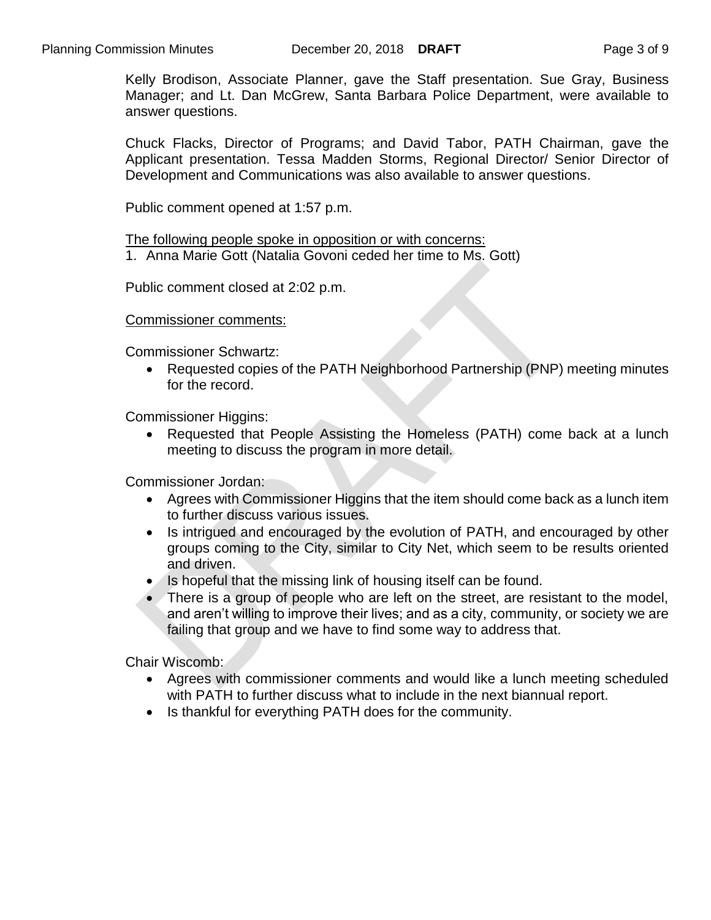Kelly Brodison, Associate Planner, gave the Staff presentation. Sue Gray, Business Manager; and Lt. Dan McGrew, Santa Barbara Police Department, were available to answer questions.

Chuck Flacks, Director of Programs; and David Tabor, PATH Chairman, gave the Applicant presentation. Tessa Madden Storms, Regional Director/ Senior Director of Development and Communications was also available to answer questions.

Public comment opened at 1:57 p.m.

<u>The following people spoke in opposition or with concerns:</u>

1. Anna Marie Gott (Natalia Govoni ceded her time to Ms. Gott)

Public comment closed at 2:02 p.m.

<u>Commissioner comments:</u>

Commissioner Schwartz:

- Requested copies of the PATH Neighborhood Partnership (PNP) meeting minutes for the record.

Commissioner Higgins:

- Requested that People Assisting the Homeless (PATH) come back at a lunch meeting to discuss the program in more detail.

Commissioner Jordan:

- Agrees with Commissioner Higgins that the item should come back as a lunch item to further discuss various issues.
- Is intrigued and encouraged by the evolution of PATH, and encouraged by other groups coming to the City, similar to City Net, which seem to be results oriented and driven.
- Is hopeful that the missing link of housing itself can be found.
- There is a group of people who are left on the street, are resistant to the model, and aren't willing to improve their lives; and as a city, community, or society we are failing that group and we have to find some way to address that.

Chair Wiscomb:

- Agrees with commissioner comments and would like a lunch meeting scheduled with PATH to further discuss what to include in the next biannual report.
- Is thankful for everything PATH does for the community.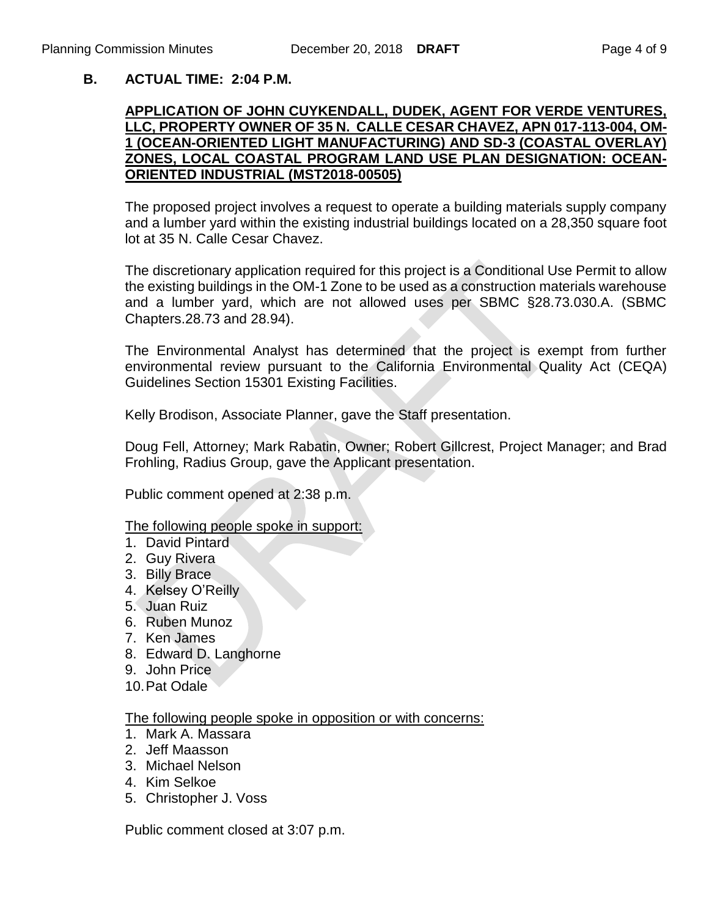**B. ACTUAL TIME: 2:04 P.M.**

**APPLICATION OF JOHN CUYKENDALL, DUDEK, AGENT FOR VERDE VENTURES, LLC, PROPERTY OWNER OF 35 N. CALLE CESAR CHAVEZ, APN 017-113-004, OM-1 (OCEAN-ORIENTED LIGHT MANUFACTURING) AND SD-3 (COASTAL OVERLAY) ZONES, LOCAL COASTAL PROGRAM LAND USE PLAN DESIGNATION: OCEAN-ORIENTED INDUSTRIAL (MST2018-00505)**

The proposed project involves a request to operate a building materials supply company and a lumber yard within the existing industrial buildings located on a 28,350 square foot lot at 35 N. Calle Cesar Chavez.

The discretionary application required for this project is a Conditional Use Permit to allow the existing buildings in the OM-1 Zone to be used as a construction materials warehouse and a lumber yard, which are not allowed uses per SBMC §28.73.030.A. (SBMC Chapters.28.73 and 28.94).

The Environmental Analyst has determined that the project is exempt from further environmental review pursuant to the California Environmental Quality Act (CEQA) Guidelines Section 15301 Existing Facilities.

Kelly Brodison, Associate Planner, gave the Staff presentation.

Doug Fell, Attorney; Mark Rabatin, Owner; Robert Gillcrest, Project Manager; and Brad Frohling, Radius Group, gave the Applicant presentation.

Public comment opened at 2:38 p.m.

The following people spoke in support:

1. David Pintard
2. Guy Rivera
3. Billy Brace
4. Kelsey O'Reilly
5. Juan Ruiz
6. Ruben Munoz
7. Ken James
8. Edward D. Langhorne
9. John Price
10. Pat Odale

The following people spoke in opposition or with concerns:

1. Mark A. Massara
2. Jeff Maasson
3. Michael Nelson
4. Kim Selkoe
5. Christopher J. Voss

Public comment closed at 3:07 p.m.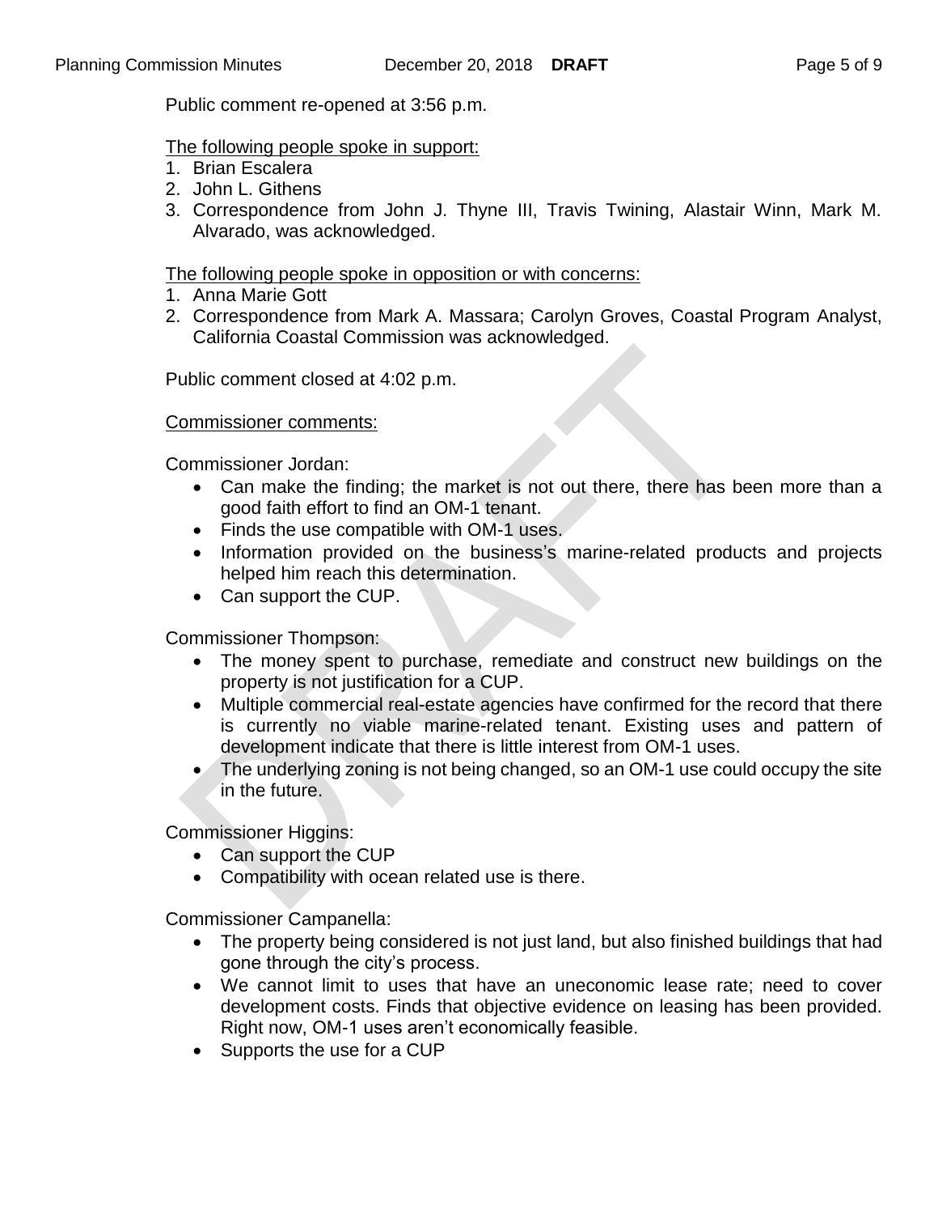Public comment re-opened at 3:56 p.m.

The following people spoke in support:

1. Brian Escalera
2. John L. Githens
3. Correspondence from John J. Thyne III, Travis Twining, Alastair Winn, Mark M. Alvarado, was acknowledged.

The following people spoke in opposition or with concerns:

1. Anna Marie Gott
2. Correspondence from Mark A. Massara; Carolyn Groves, Coastal Program Analyst, California Coastal Commission was acknowledged.

Public comment closed at 4:02 p.m.

Commissioner comments:

Commissioner Jordan:

- Can make the finding; the market is not out there, there has been more than a good faith effort to find an OM-1 tenant.
- Finds the use compatible with OM-1 uses.
- Information provided on the business's marine-related products and projects helped him reach this determination.
- Can support the CUP.

Commissioner Thompson:

- The money spent to purchase, remediate and construct new buildings on the property is not justification for a CUP.
- Multiple commercial real-estate agencies have confirmed for the record that there is currently no viable marine-related tenant. Existing uses and pattern of development indicate that there is little interest from OM-1 uses.
- The underlying zoning is not being changed, so an OM-1 use could occupy the site in the future.

Commissioner Higgins:

- Can support the CUP
- Compatibility with ocean related use is there.

Commissioner Campanella:

- The property being considered is not just land, but also finished buildings that had gone through the city's process.
- We cannot limit to uses that have an uneconomic lease rate; need to cover development costs. Finds that objective evidence on leasing has been provided. Right now, OM-1 uses aren't economically feasible.
- Supports the use for a CUP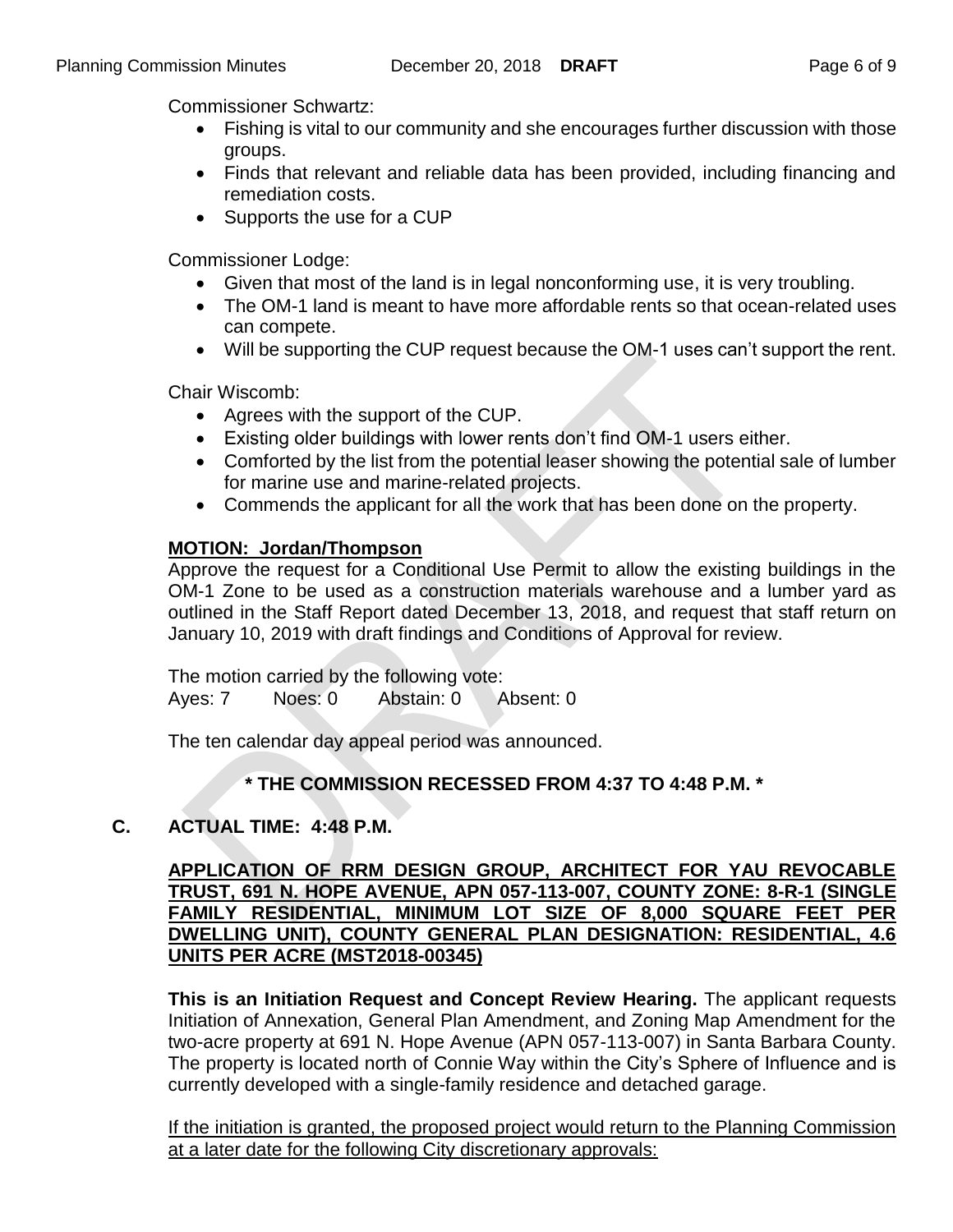Commissioner Schwartz:

- Fishing is vital to our community and she encourages further discussion with those groups.
- Finds that relevant and reliable data has been provided, including financing and remediation costs.
- Supports the use for a CUP

Commissioner Lodge:

- Given that most of the land is in legal nonconforming use, it is very troubling.
- The OM-1 land is meant to have more affordable rents so that ocean-related uses can compete.
- Will be supporting the CUP request because the OM-1 uses can't support the rent.

Chair Wiscomb:

- Agrees with the support of the CUP.
- Existing older buildings with lower rents don't find OM-1 users either.
- Comforted by the list from the potential leaser showing the potential sale of lumber for marine use and marine-related projects.
- Commends the applicant for all the work that has been done on the property.

**MOTION: Jordan/Thompson**

Approve the request for a Conditional Use Permit to allow the existing buildings in the OM-1 Zone to be used as a construction materials warehouse and a lumber yard as outlined in the Staff Report dated December 13, 2018, and request that staff return on January 10, 2019 with draft findings and Conditions of Approval for review.

The motion carried by the following vote:

Ayes: 7 Noes: 0 Abstain: 0 Absent: 0

The ten calendar day appeal period was announced.

**\* THE COMMISSION RECESSED FROM 4:37 TO 4:48 P.M. \***

**C. ACTUAL TIME: 4:48 P.M.**

**APPLICATION OF RRM DESIGN GROUP, ARCHITECT FOR YAU REVOCABLE TRUST, 691 N. HOPE AVENUE, APN 057-113-007, COUNTY ZONE: 8-R-1 (SINGLE FAMILY RESIDENTIAL, MINIMUM LOT SIZE OF 8,000 SQUARE FEET PER DWELLING UNIT), COUNTY GENERAL PLAN DESIGNATION: RESIDENTIAL, 4.6 UNITS PER ACRE (MST2018-00345)**

**This is an Initiation Request and Concept Review Hearing.** The applicant requests Initiation of Annexation, General Plan Amendment, and Zoning Map Amendment for the two-acre property at 691 N. Hope Avenue (APN 057-113-007) in Santa Barbara County. The property is located north of Connie Way within the City's Sphere of Influence and is currently developed with a single-family residence and detached garage.

If the initiation is granted, the proposed project would return to the Planning Commission at a later date for the following City discretionary approvals: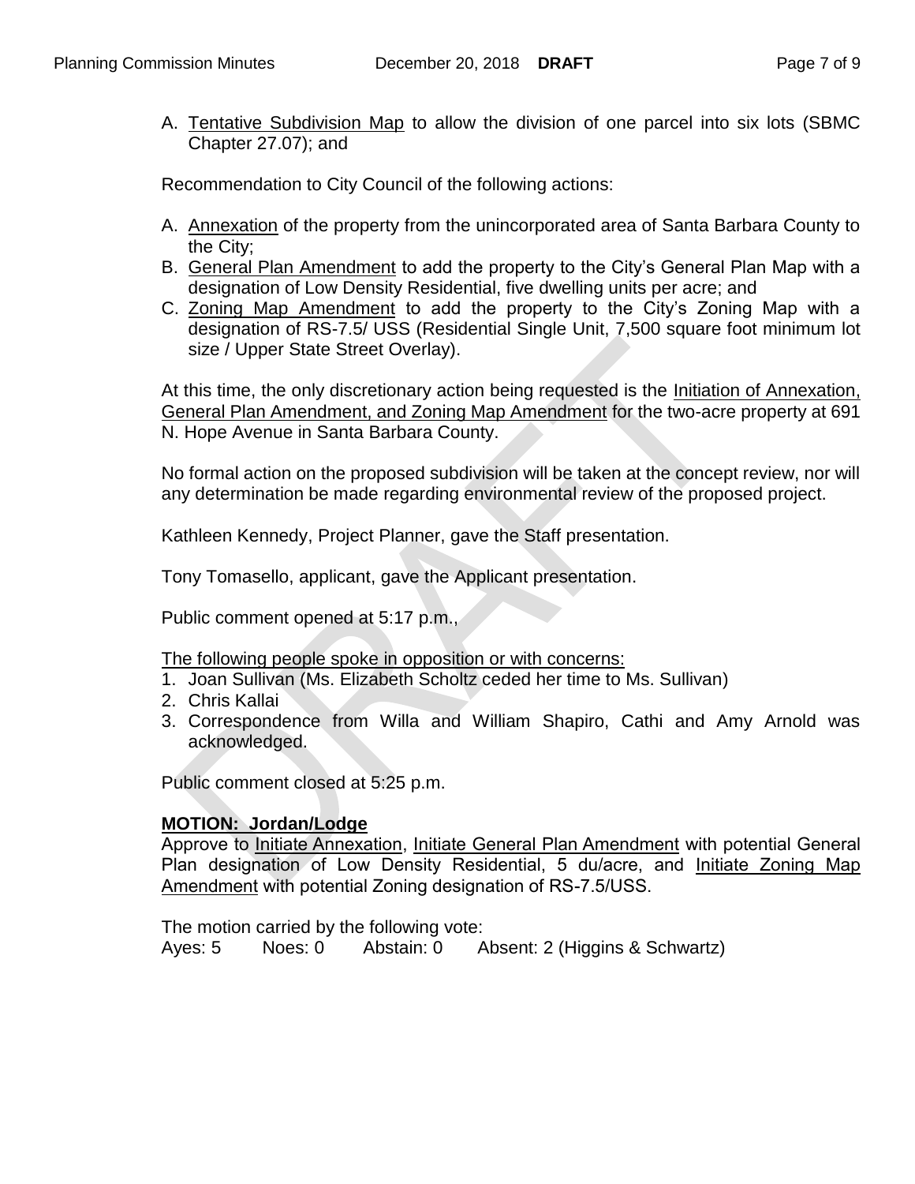A. Tentative Subdivision Map to allow the division of one parcel into six lots (SBMC Chapter 27.07); and

Recommendation to City Council of the following actions:

A. Annexation of the property from the unincorporated area of Santa Barbara County to the City;
B. General Plan Amendment to add the property to the City's General Plan Map with a designation of Low Density Residential, five dwelling units per acre; and
C. Zoning Map Amendment to add the property to the City's Zoning Map with a designation of RS-7.5/ USS (Residential Single Unit, 7,500 square foot minimum lot size / Upper State Street Overlay).

At this time, the only discretionary action being requested is the Initiation of Annexation, General Plan Amendment, and Zoning Map Amendment for the two-acre property at 691 N. Hope Avenue in Santa Barbara County.

No formal action on the proposed subdivision will be taken at the concept review, nor will any determination be made regarding environmental review of the proposed project.

Kathleen Kennedy, Project Planner, gave the Staff presentation.

Tony Tomasello, applicant, gave the Applicant presentation.

Public comment opened at 5:17 p.m.,

The following people spoke in opposition or with concerns:

1. Joan Sullivan (Ms. Elizabeth Scholtz ceded her time to Ms. Sullivan)
2. Chris Kallai
3. Correspondence from Willa and William Shapiro, Cathi and Amy Arnold was acknowledged.

Public comment closed at 5:25 p.m.

**MOTION: Jordan/Lodge**

Approve to Initiate Annexation, Initiate General Plan Amendment with potential General Plan designation of Low Density Residential, 5 du/acre, and Initiate Zoning Map Amendment with potential Zoning designation of RS-7.5/USS.

The motion carried by the following vote:

Ayes: 5 Noes: 0 Abstain: 0 Absent: 2 (Higgins & Schwartz)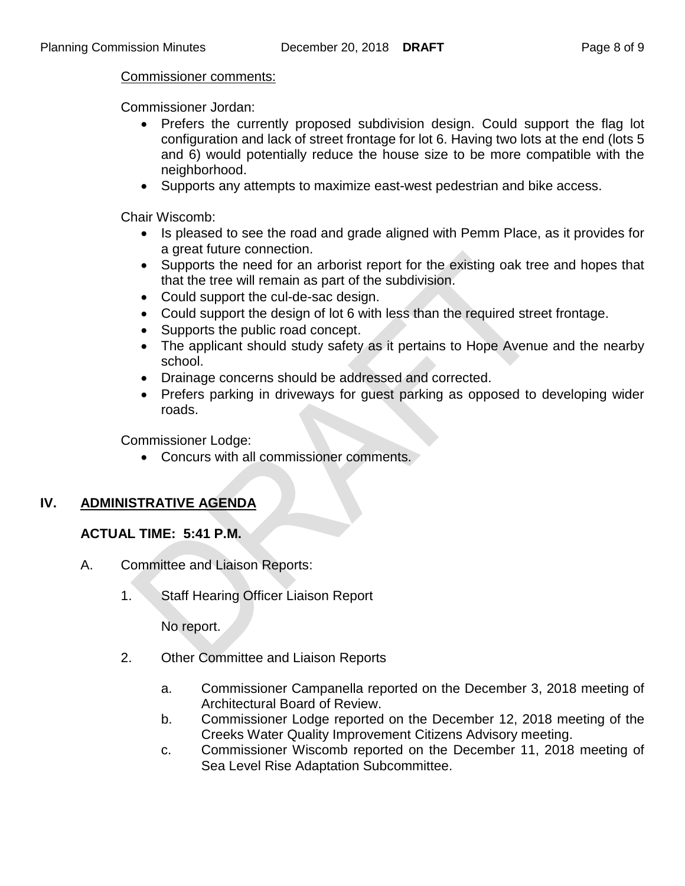Commissioner comments:

Commissioner Jordan:

- Prefers the currently proposed subdivision design. Could support the flag lot configuration and lack of street frontage for lot 6. Having two lots at the end (lots 5 and 6) would potentially reduce the house size to be more compatible with the neighborhood.
- Supports any attempts to maximize east-west pedestrian and bike access.

Chair Wiscomb:

- Is pleased to see the road and grade aligned with Pemm Place, as it provides for a great future connection.
- Supports the need for an arborist report for the existing oak tree and hopes that that the tree will remain as part of the subdivision.
- Could support the cul-de-sac design.
- Could support the design of lot 6 with less than the required street frontage.
- Supports the public road concept.
- The applicant should study safety as it pertains to Hope Avenue and the nearby school.
- Drainage concerns should be addressed and corrected.
- Prefers parking in driveways for guest parking as opposed to developing wider roads.

Commissioner Lodge:

- Concurs with all commissioner comments.

## IV. ADMINISTRATIVE AGENDA

**ACTUAL TIME: 5:41 P.M.**

A. Committee and Liaison Reports:

1. Staff Hearing Officer Liaison Report

   No report.

2. Other Committee and Liaison Reports

   a. Commissioner Campanella reported on the December 3, 2018 meeting of Architectural Board of Review.

   b. Commissioner Lodge reported on the December 12, 2018 meeting of the Creeks Water Quality Improvement Citizens Advisory meeting.

   c. Commissioner Wiscomb reported on the December 11, 2018 meeting of Sea Level Rise Adaptation Subcommittee.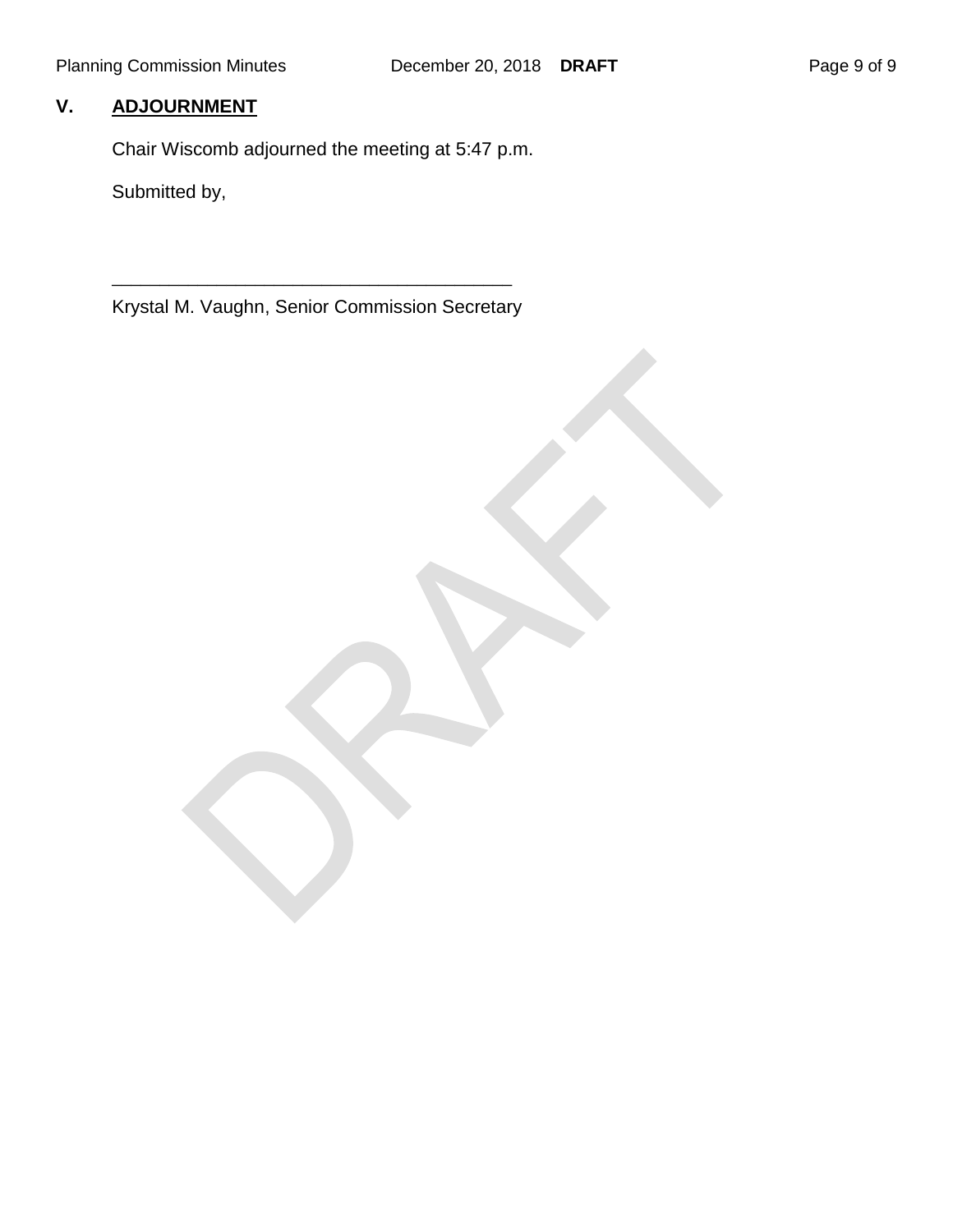## V. ADJOURNMENT

Chair Wiscomb adjourned the meeting at 5:47 p.m.

Submitted by,

\_\_\_\_\_\_\_\_\_\_\_\_\_\_\_\_\_\_\_\_\_\_\_\_\_\_\_\_\_\_\_\_\_\_\_\_\_\_\_\_

Krystal M. Vaughn, Senior Commission Secretary